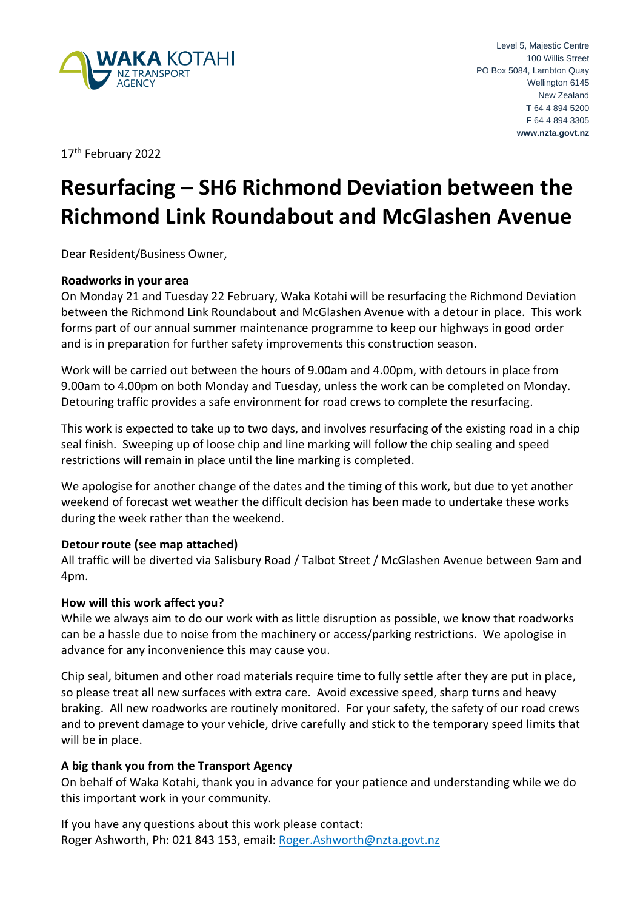Level 5, Majestic Centre
100 Willis Street
PO Box 5084, Lambton Quay
Wellington 6145
New Zealand
**T** 64 4 894 5200
**F** 64 4 894 3305
**www.nzta.govt.nz**

17th February 2022

# Resurfacing – SH6 Richmond Deviation between the Richmond Link Roundabout and McGlashen Avenue

Dear Resident/Business Owner,

**Roadworks in your area**

On Monday 21 and Tuesday 22 February, Waka Kotahi will be resurfacing the Richmond Deviation between the Richmond Link Roundabout and McGlashen Avenue with a detour in place. This work forms part of our annual summer maintenance programme to keep our highways in good order and is in preparation for further safety improvements this construction season.

Work will be carried out between the hours of 9.00am and 4.00pm, with detours in place from 9.00am to 4.00pm on both Monday and Tuesday, unless the work can be completed on Monday. Detouring traffic provides a safe environment for road crews to complete the resurfacing.

This work is expected to take up to two days, and involves resurfacing of the existing road in a chip seal finish. Sweeping up of loose chip and line marking will follow the chip sealing and speed restrictions will remain in place until the line marking is completed.

We apologise for another change of the dates and the timing of this work, but due to yet another weekend of forecast wet weather the difficult decision has been made to undertake these works during the week rather than the weekend.

**Detour route (see map attached)**

All traffic will be diverted via Salisbury Road / Talbot Street / McGlashen Avenue between 9am and 4pm.

**How will this work affect you?**

While we always aim to do our work with as little disruption as possible, we know that roadworks can be a hassle due to noise from the machinery or access/parking restrictions. We apologise in advance for any inconvenience this may cause you.

Chip seal, bitumen and other road materials require time to fully settle after they are put in place, so please treat all new surfaces with extra care. Avoid excessive speed, sharp turns and heavy braking. All new roadworks are routinely monitored. For your safety, the safety of our road crews and to prevent damage to your vehicle, drive carefully and stick to the temporary speed limits that will be in place.

**A big thank you from the Transport Agency**

On behalf of Waka Kotahi, thank you in advance for your patience and understanding while we do this important work in your community.

If you have any questions about this work please contact:
Roger Ashworth, Ph: 021 843 153, email: Roger.Ashworth@nzta.govt.nz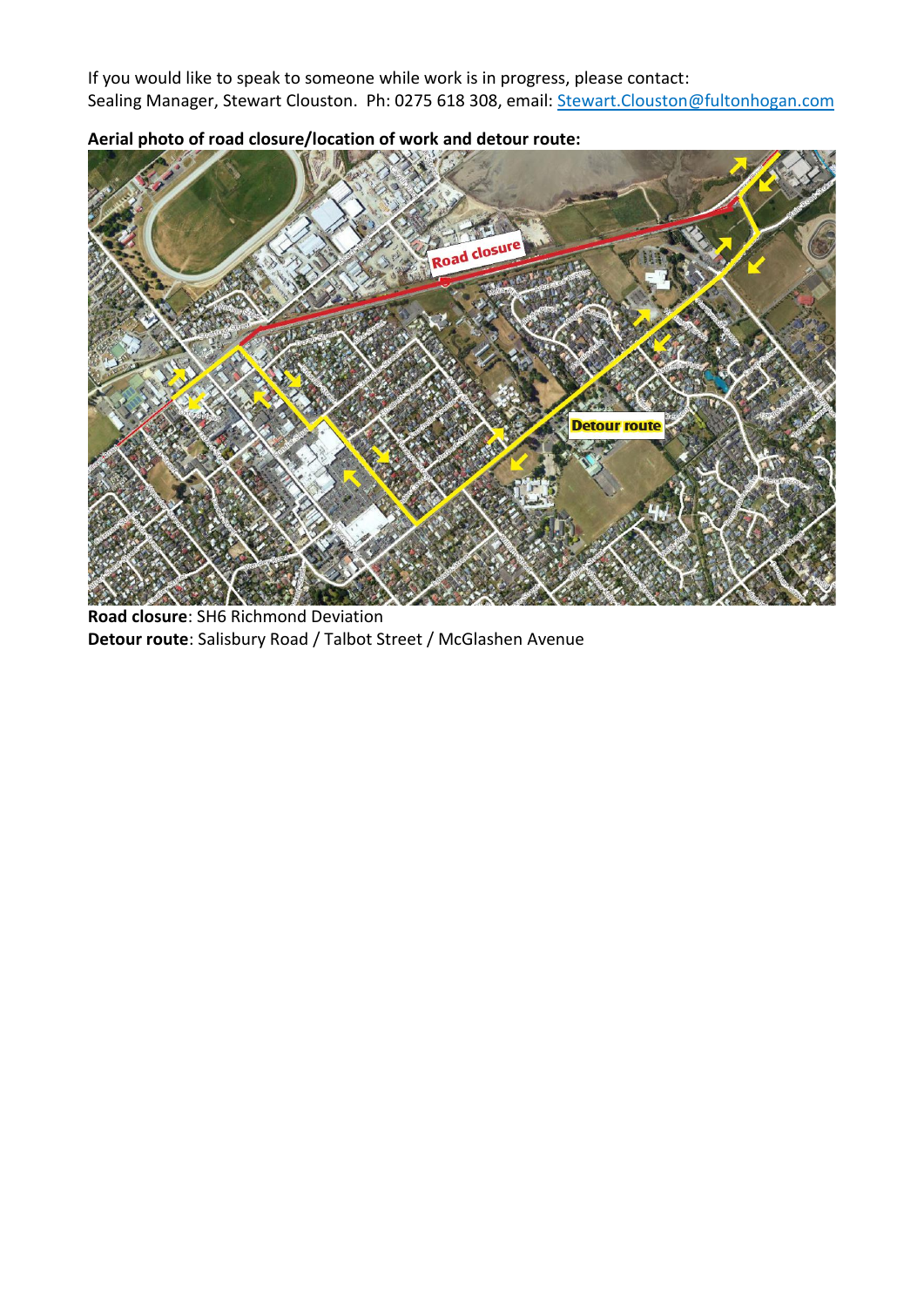If you would like to speak to someone while work is in progress, please contact:
Sealing Manager, Stewart Clouston. Ph: 0275 618 308, email: [Stewart.Clouston@fultonhogan.com](mailto:Stewart.Clouston@fultonhogan.com)

**Aerial photo of road closure/location of work and detour route:**

Road closure

Detour route

**Road closure**: SH6 Richmond Deviation
**Detour route**: Salisbury Road / Talbot Street / McGlashen Avenue